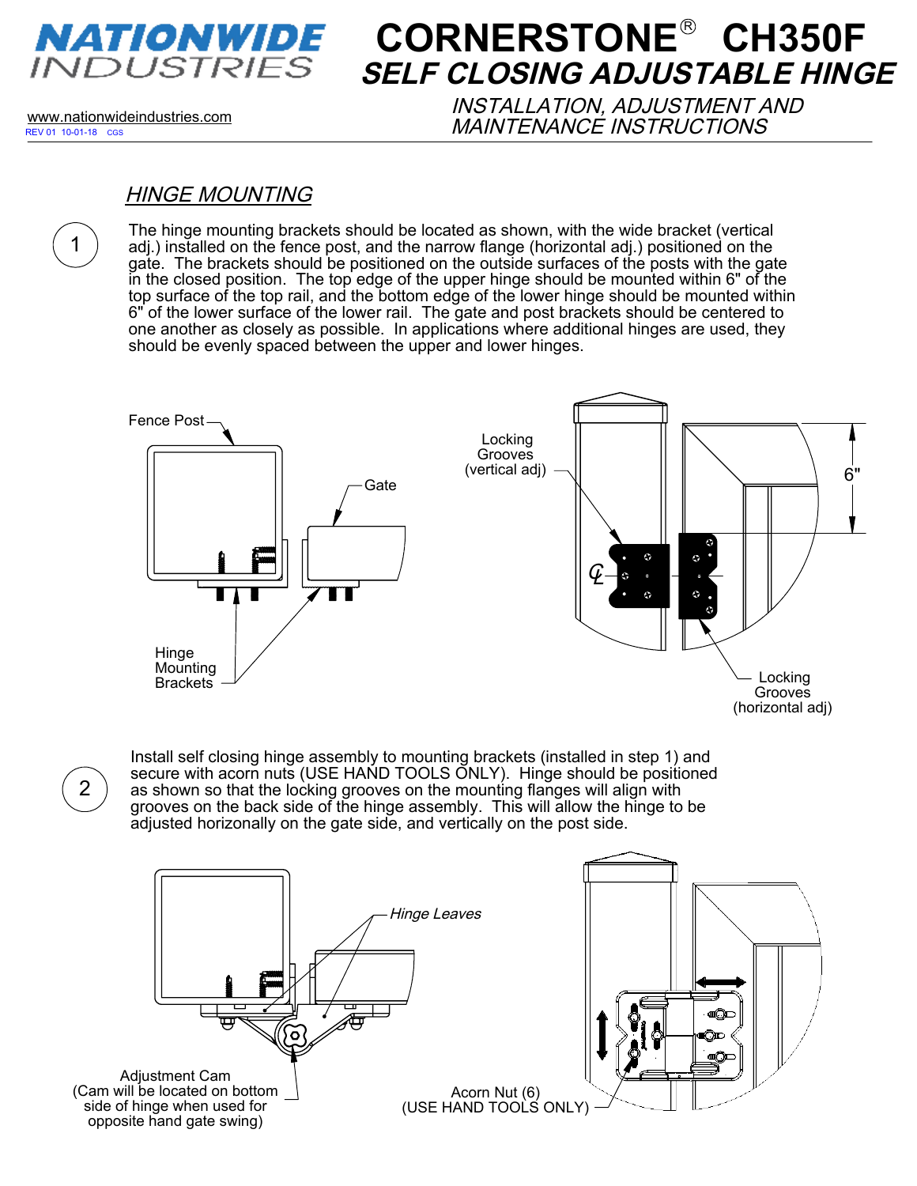# NATIONWIDE INDUSTRIES

# CORNERSTONE® CH350F
## SELF CLOSING ADJUSTABLE HINGE

www.nationwideindustries.com
REV 01 10-01-18 CGS

### INSTALLATION, ADJUSTMENT AND MAINTENANCE INSTRUCTIONS

## HINGE MOUNTING

1. The hinge mounting brackets should be located as shown, with the wide bracket (vertical adj.) installed on the fence post, and the narrow flange (horizontal adj.) positioned on the gate. The brackets should be positioned on the outside surfaces of the posts with the gate in the closed position. The top edge of the upper hinge should be mounted within 6" of the top surface of the top rail, and the bottom edge of the lower hinge should be mounted within 6" of the lower surface of the lower rail. The gate and post brackets should be centered to one another as closely as possible. In applications where additional hinges are used, they should be evenly spaced between the upper and lower hinges.

Fence Post — Gate — Hinge Mounting Brackets — Locking Grooves (vertical adj) — 6" — Locking Grooves (horizontal adj)

2. Install self closing hinge assembly to mounting brackets (installed in step 1) and secure with acorn nuts (USE HAND TOOLS ONLY). Hinge should be positioned as shown so that the locking grooves on the mounting flanges will align with grooves on the back side of the hinge assembly. This will allow the hinge to be adjusted horizonally on the gate side, and vertically on the post side.

*Hinge Leaves*

Adjustment Cam (Cam will be located on bottom side of hinge when used for opposite hand gate swing)

Acorn Nut (6) (USE HAND TOOLS ONLY)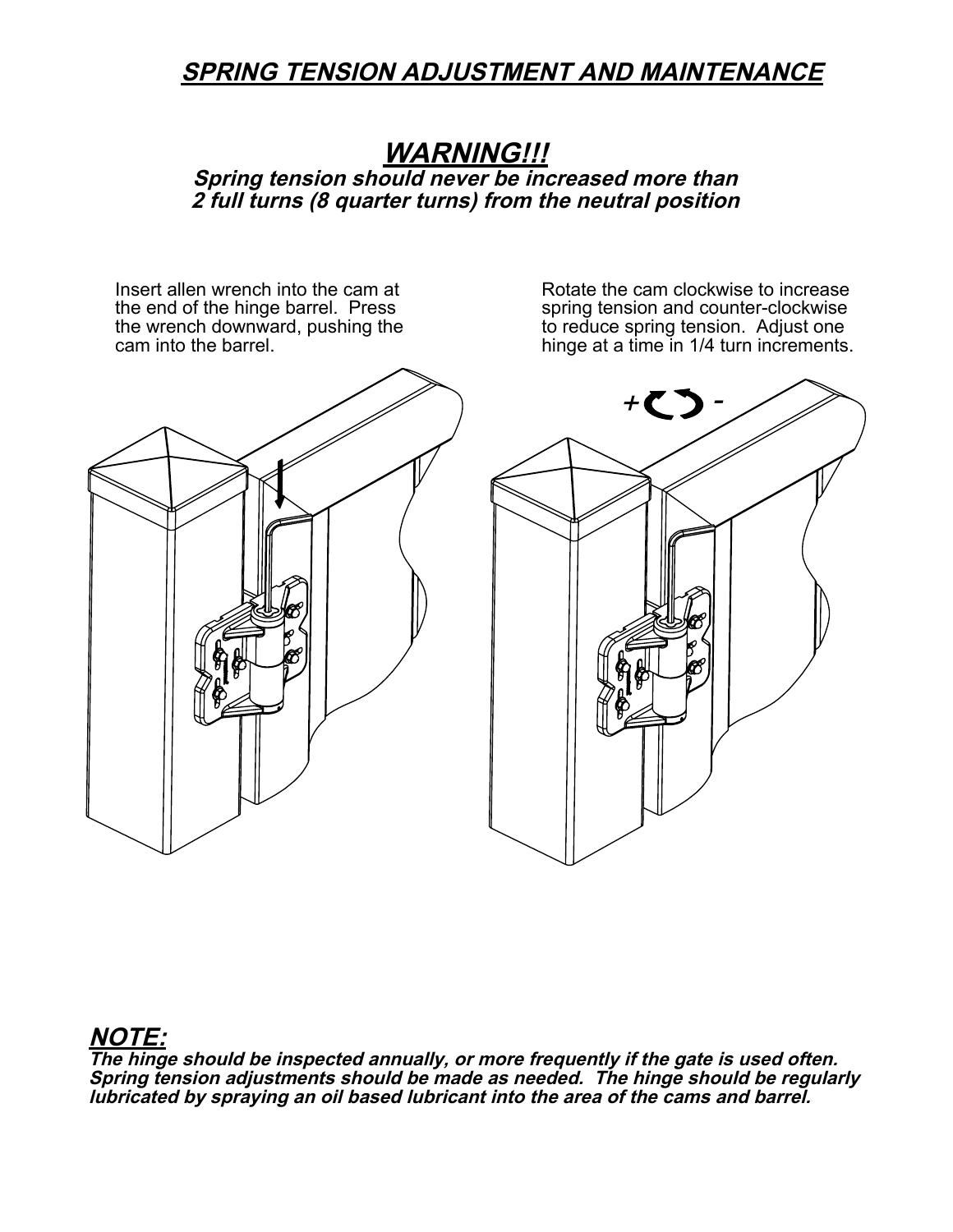## *SPRING TENSION ADJUSTMENT AND MAINTENANCE*

## *WARNING!!!*

***Spring tension should never be increased more than 2 full turns (8 quarter turns) from the neutral position***

Insert allen wrench into the cam at the end of the hinge barrel. Press the wrench downward, pushing the cam into the barrel.

Rotate the cam clockwise to increase spring tension and counter-clockwise to reduce spring tension. Adjust one hinge at a time in 1/4 turn increments.

+ -

***NOTE:***

***The hinge should be inspected annually, or more frequently if the gate is used often. Spring tension adjustments should be made as needed. The hinge should be regularly lubricated by spraying an oil based lubricant into the area of the cams and barrel.***